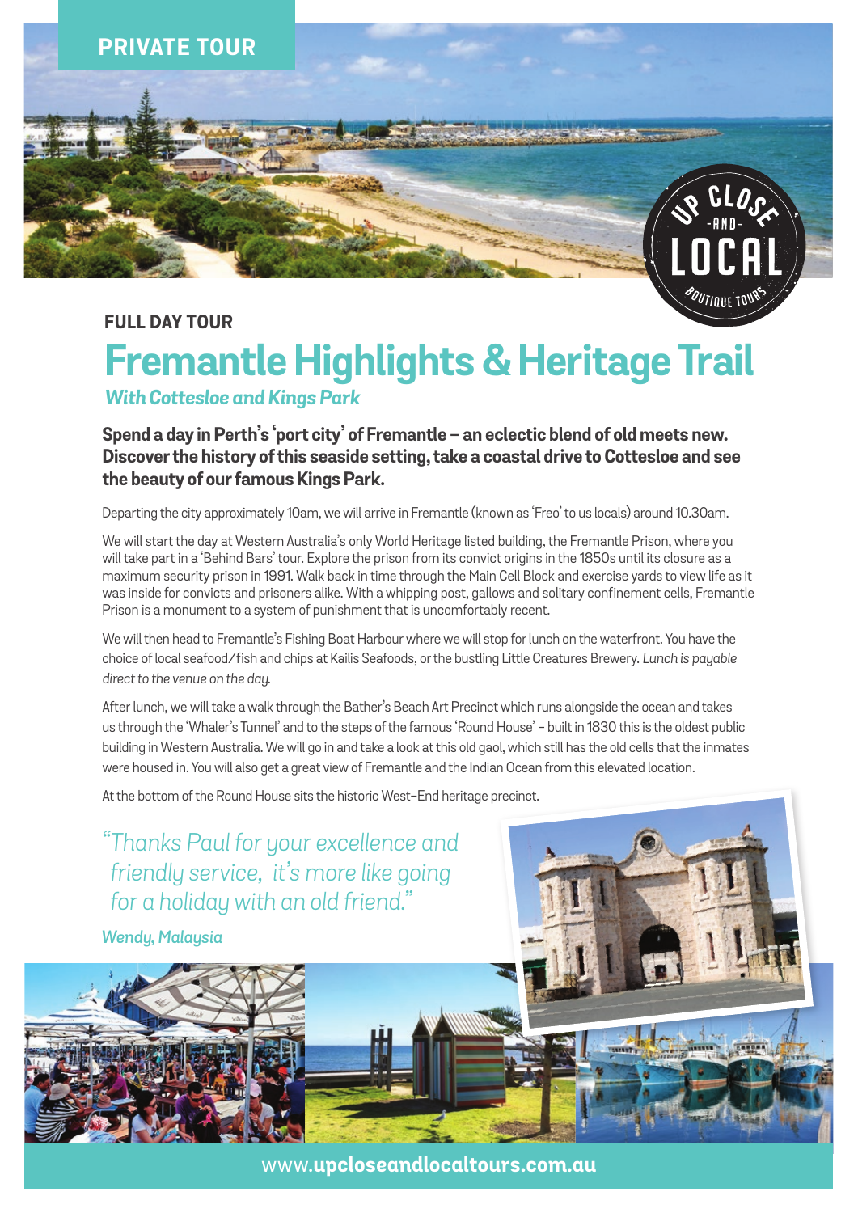PRIVATE TOUR

UP CLOSE -AND- LOCAL BOUTIQUE TOURS

**FULL DAY TOUR**

# Fremantle Highlights & Heritage Trail

*With Cottesloe and Kings Park*

**Spend a day in Perth's 'port city' of Fremantle – an eclectic blend of old meets new. Discover the history of this seaside setting, take a coastal drive to Cottesloe and see the beauty of our famous Kings Park.**

Departing the city approximately 10am, we will arrive in Fremantle (known as 'Freo' to us locals) around 10.30am.

We will start the day at Western Australia's only World Heritage listed building, the Fremantle Prison, where you will take part in a 'Behind Bars' tour. Explore the prison from its convict origins in the 1850s until its closure as a maximum security prison in 1991. Walk back in time through the Main Cell Block and exercise yards to view life as it was inside for convicts and prisoners alike. With a whipping post, gallows and solitary confinement cells, Fremantle Prison is a monument to a system of punishment that is uncomfortably recent.

We will then head to Fremantle's Fishing Boat Harbour where we will stop for lunch on the waterfront. You have the choice of local seafood/fish and chips at Kailis Seafoods, or the bustling Little Creatures Brewery. *Lunch is payable direct to the venue on the day.*

After lunch, we will take a walk through the Bather's Beach Art Precinct which runs alongside the ocean and takes us through the 'Whaler's Tunnel' and to the steps of the famous 'Round House' – built in 1830 this is the oldest public building in Western Australia. We will go in and take a look at this old gaol, which still has the old cells that the inmates were housed in. You will also get a great view of Fremantle and the Indian Ocean from this elevated location.

At the bottom of the Round House sits the historic West-End heritage precinct.

*"Thanks Paul for your excellence and friendly service, it's more like going for a holiday with an old friend."*

*Wendy, Malaysia*

www.**upcloseandlocaltours.com.au**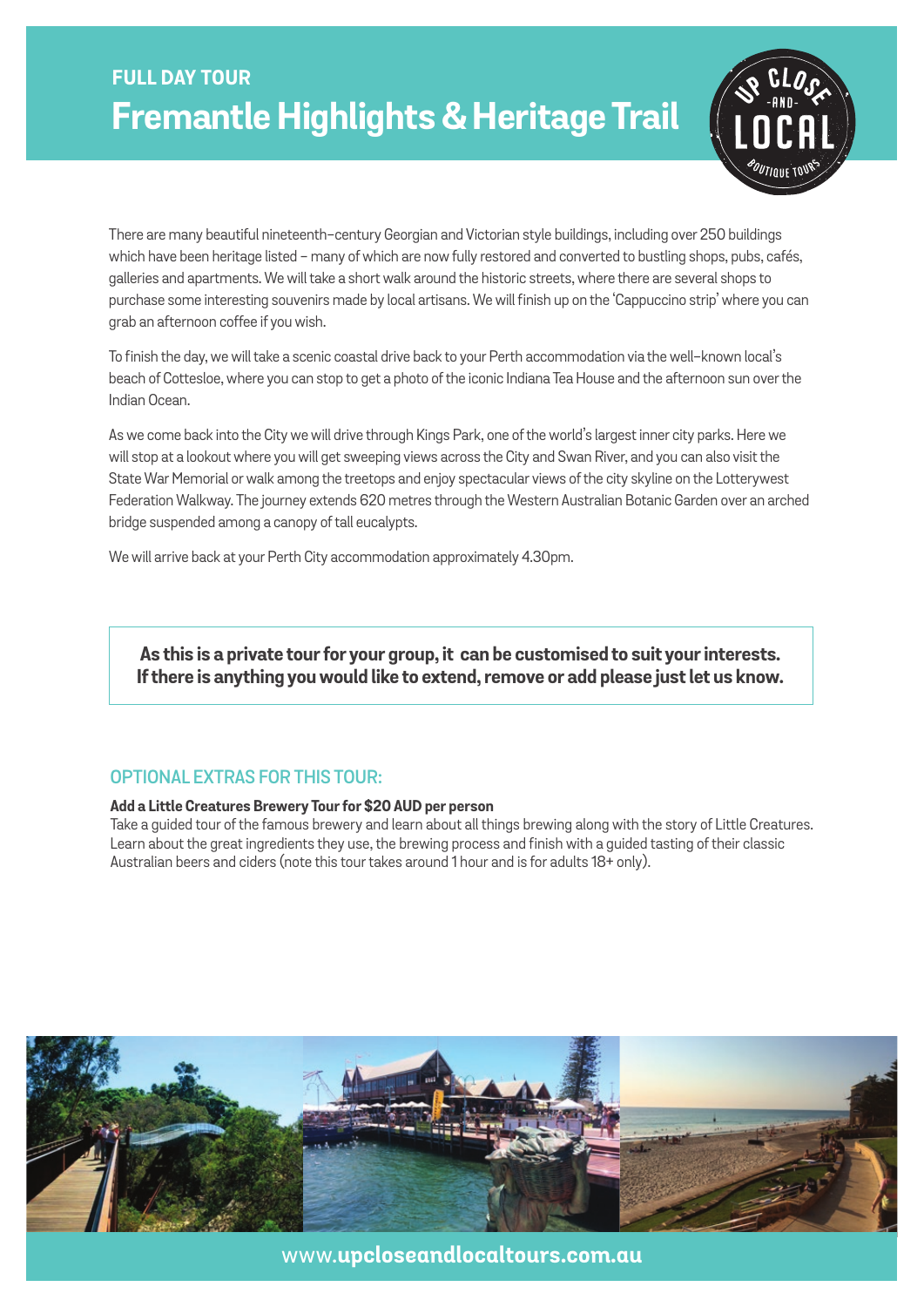FULL DAY TOUR

# Fremantle Highlights & Heritage Trail

There are many beautiful nineteenth–century Georgian and Victorian style buildings, including over 250 buildings which have been heritage listed – many of which are now fully restored and converted to bustling shops, pubs, cafés, galleries and apartments. We will take a short walk around the historic streets, where there are several shops to purchase some interesting souvenirs made by local artisans. We will finish up on the 'Cappuccino strip' where you can grab an afternoon coffee if you wish.

To finish the day, we will take a scenic coastal drive back to your Perth accommodation via the well-known local's beach of Cottesloe, where you can stop to get a photo of the iconic Indiana Tea House and the afternoon sun over the Indian Ocean.

As we come back into the City we will drive through Kings Park, one of the world's largest inner city parks. Here we will stop at a lookout where you will get sweeping views across the City and Swan River, and you can also visit the State War Memorial or walk among the treetops and enjoy spectacular views of the city skyline on the Lotterywest Federation Walkway. The journey extends 620 metres through the Western Australian Botanic Garden over an arched bridge suspended among a canopy of tall eucalypts.

We will arrive back at your Perth City accommodation approximately 4.30pm.

**As this is a private tour for your group, it can be customised to suit your interests. If there is anything you would like to extend, remove or add please just let us know.**

## OPTIONAL EXTRAS FOR THIS TOUR:

**Add a Little Creatures Brewery Tour for $20 AUD per person**
Take a guided tour of the famous brewery and learn about all things brewing along with the story of Little Creatures. Learn about the great ingredients they use, the brewing process and finish with a guided tasting of their classic Australian beers and ciders (note this tour takes around 1 hour and is for adults 18+ only).

www.upcloseandlocaltours.com.au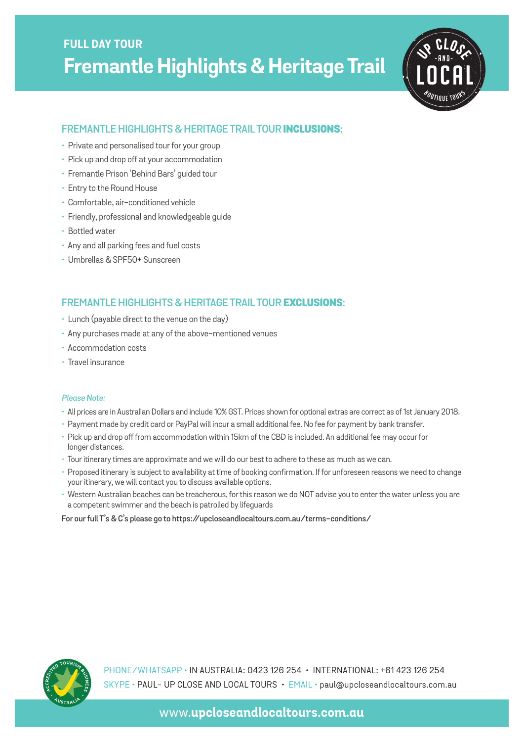## FULL DAY TOUR

# Fremantle Highlights & Heritage Trail

UP CLOSE -AND- LOCAL BOUTIQUE TOURS

### FREMANTLE HIGHLIGHTS & HERITAGE TRAIL TOUR **INCLUSIONS**:

- Private and personalised tour for your group
- Pick up and drop off at your accommodation
- Fremantle Prison 'Behind Bars' guided tour
- Entry to the Round House
- Comfortable, air-conditioned vehicle
- Friendly, professional and knowledgeable guide
- Bottled water
- Any and all parking fees and fuel costs
- Umbrellas & SPF50+ Sunscreen

### FREMANTLE HIGHLIGHTS & HERITAGE TRAIL TOUR **EXCLUSIONS**:

- Lunch (payable direct to the venue on the day)
- Any purchases made at any of the above-mentioned venues
- Accommodation costs
- Travel insurance

***Please Note:***

- All prices are in Australian Dollars and include 10% GST. Prices shown for optional extras are correct as of 1st January 2018.
- Payment made by credit card or PayPal will incur a small additional fee. No fee for payment by bank transfer.
- Pick up and drop off from accommodation within 15km of the CBD is included. An additional fee may occur for longer distances.
- Tour itinerary times are approximate and we will do our best to adhere to these as much as we can.
- Proposed itinerary is subject to availability at time of booking confirmation. If for unforeseen reasons we need to change your itinerary, we will contact you to discuss available options.
- Western Australian beaches can be treacherous, for this reason we do NOT advise you to enter the water unless you are a competent swimmer and the beach is patrolled by lifeguards

**For our full T's & C's please go to https://upcloseandlocaltours.com.au/terms-conditions/**

ACCREDITED TOURISM BUSINESS AUSTRALIA

PHONE/WHATSAPP • IN AUSTRALIA: 0423 126 254 • INTERNATIONAL: +61 423 126 254
SKYPE • PAUL- UP CLOSE AND LOCAL TOURS • EMAIL • paul@upcloseandlocaltours.com.au

www.**upcloseandlocaltours.com.au**